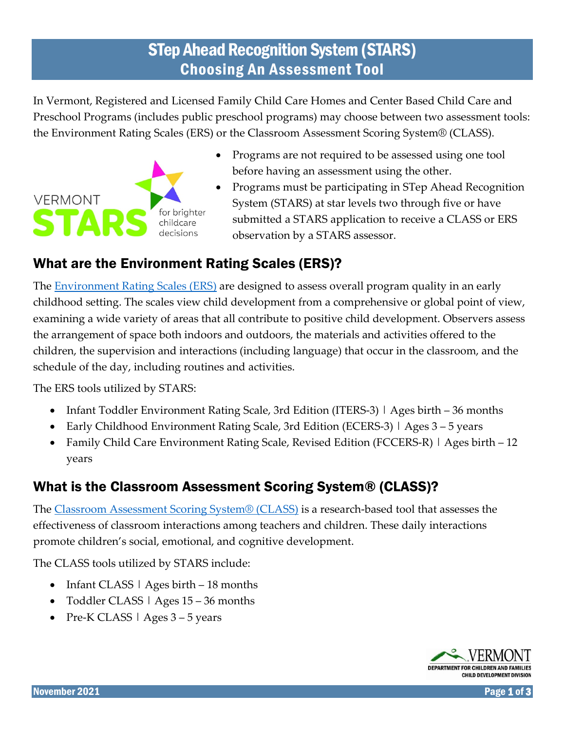# STep Ahead Recognition System (STARS)
## Choosing An Assessment Tool

In Vermont, Registered and Licensed Family Child Care Homes and Center Based Child Care and Preschool Programs (includes public preschool programs) may choose between two assessment tools: the Environment Rating Scales (ERS) or the Classroom Assessment Scoring System® (CLASS).

- Programs are not required to be assessed using one tool before having an assessment using the other.
- Programs must be participating in STep Ahead Recognition System (STARS) at star levels two through five or have submitted a STARS application to receive a CLASS or ERS observation by a STARS assessor.

## What are the Environment Rating Scales (ERS)?

The Environment Rating Scales (ERS) are designed to assess overall program quality in an early childhood setting. The scales view child development from a comprehensive or global point of view, examining a wide variety of areas that all contribute to positive child development. Observers assess the arrangement of space both indoors and outdoors, the materials and activities offered to the children, the supervision and interactions (including language) that occur in the classroom, and the schedule of the day, including routines and activities.

The ERS tools utilized by STARS:

- Infant Toddler Environment Rating Scale, 3rd Edition (ITERS-3) | Ages birth – 36 months
- Early Childhood Environment Rating Scale, 3rd Edition (ECERS-3) | Ages 3 – 5 years
- Family Child Care Environment Rating Scale, Revised Edition (FCCERS-R) | Ages birth – 12 years

## What is the Classroom Assessment Scoring System® (CLASS)?

The Classroom Assessment Scoring System® (CLASS) is a research-based tool that assesses the effectiveness of classroom interactions among teachers and children. These daily interactions promote children's social, emotional, and cognitive development.

The CLASS tools utilized by STARS include:

- Infant CLASS | Ages birth – 18 months
- Toddler CLASS | Ages 15 – 36 months
- Pre-K CLASS | Ages 3 – 5 years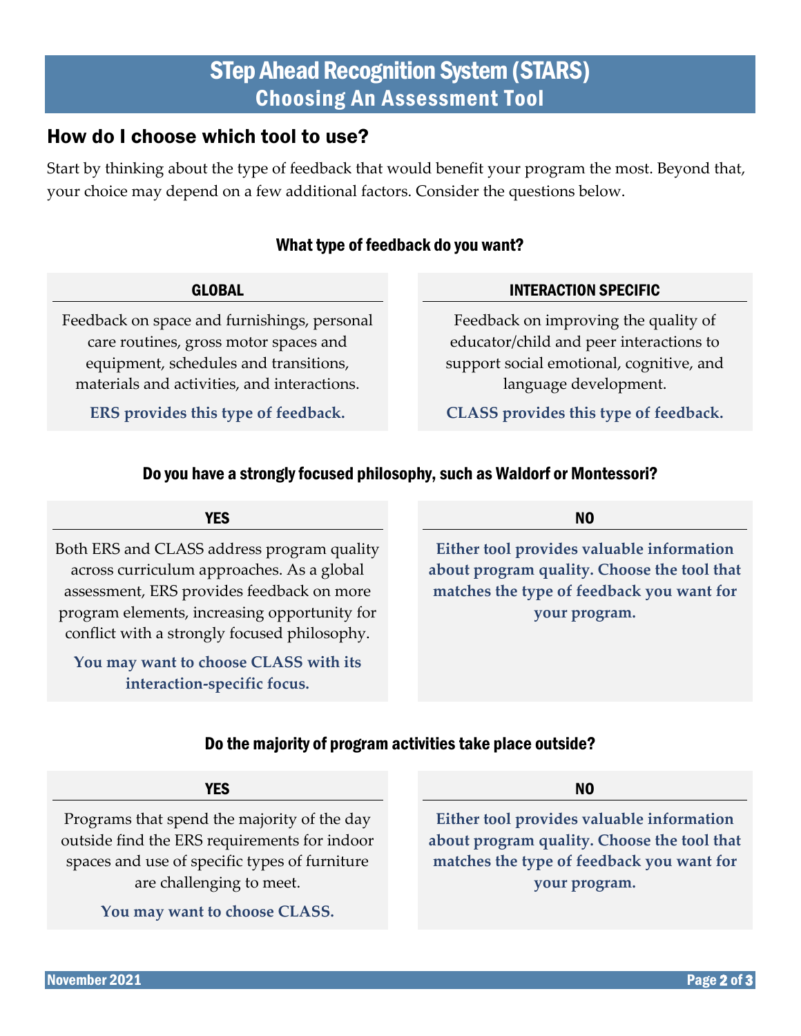# STep Ahead Recognition System (STARS)
## Choosing An Assessment Tool

## How do I choose which tool to use?

Start by thinking about the type of feedback that would benefit your program the most. Beyond that, your choice may depend on a few additional factors. Consider the questions below.

### What type of feedback do you want?

**GLOBAL**

Feedback on space and furnishings, personal care routines, gross motor spaces and equipment, schedules and transitions, materials and activities, and interactions.

**ERS provides this type of feedback.**

**INTERACTION SPECIFIC**

Feedback on improving the quality of educator/child and peer interactions to support social emotional, cognitive, and language development.

**CLASS provides this type of feedback.**

### Do you have a strongly focused philosophy, such as Waldorf or Montessori?

**YES**

Both ERS and CLASS address program quality across curriculum approaches. As a global assessment, ERS provides feedback on more program elements, increasing opportunity for conflict with a strongly focused philosophy.

**You may want to choose CLASS with its interaction-specific focus.**

**NO**

**Either tool provides valuable information about program quality. Choose the tool that matches the type of feedback you want for your program.**

### Do the majority of program activities take place outside?

**YES**

Programs that spend the majority of the day outside find the ERS requirements for indoor spaces and use of specific types of furniture are challenging to meet.

**You may want to choose CLASS.**

**NO**

**Either tool provides valuable information about program quality. Choose the tool that matches the type of feedback you want for your program.**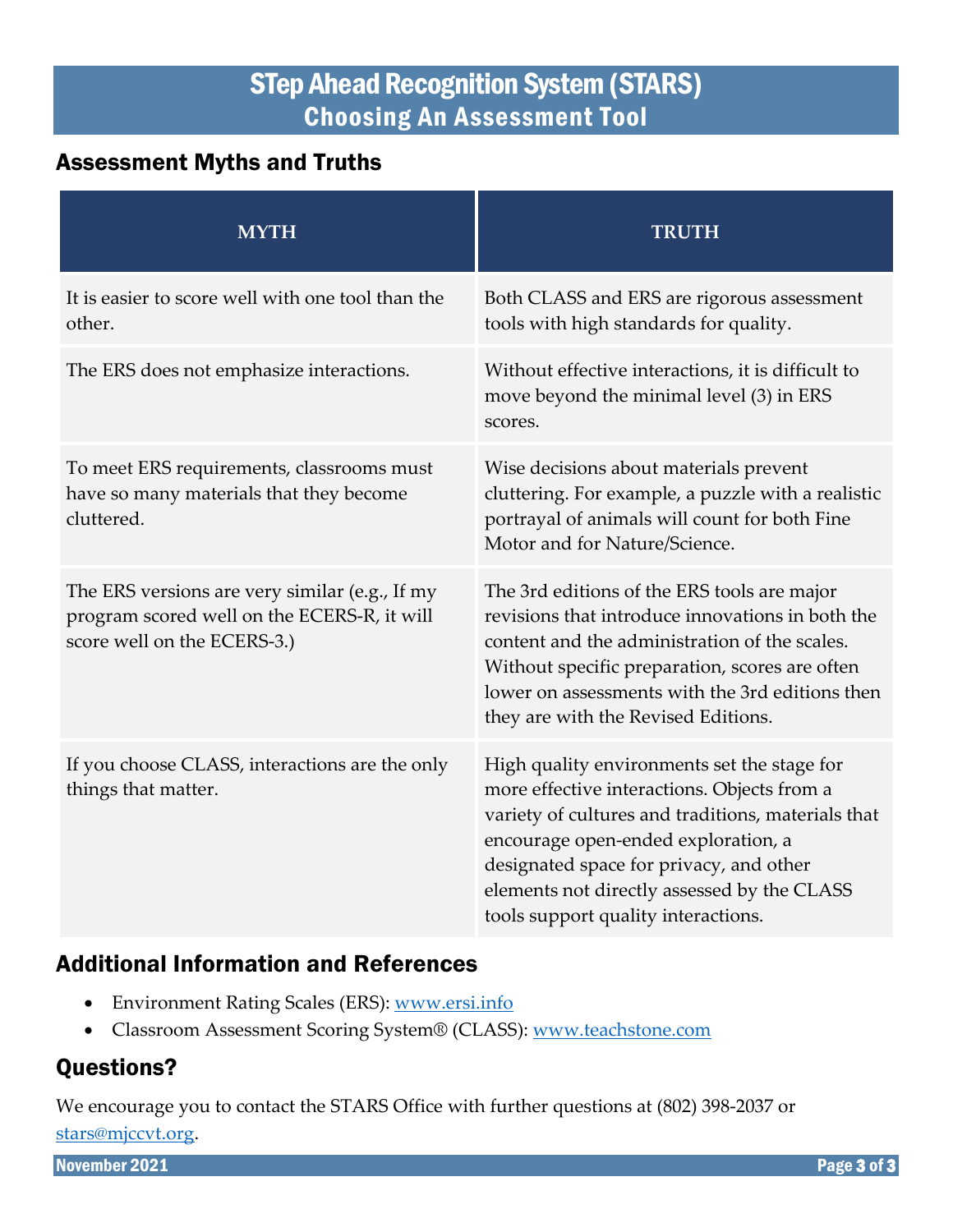# STep Ahead Recognition System (STARS)
## Choosing An Assessment Tool

### Assessment Myths and Truths

| MYTH | TRUTH |
| --- | --- |
| It is easier to score well with one tool than the other. | Both CLASS and ERS are rigorous assessment tools with high standards for quality. |
| The ERS does not emphasize interactions. | Without effective interactions, it is difficult to move beyond the minimal level (3) in ERS scores. |
| To meet ERS requirements, classrooms must have so many materials that they become cluttered. | Wise decisions about materials prevent cluttering. For example, a puzzle with a realistic portrayal of animals will count for both Fine Motor and for Nature/Science. |
| The ERS versions are very similar (e.g., If my program scored well on the ECERS-R, it will score well on the ECERS-3.) | The 3rd editions of the ERS tools are major revisions that introduce innovations in both the content and the administration of the scales. Without specific preparation, scores are often lower on assessments with the 3rd editions then they are with the Revised Editions. |
| If you choose CLASS, interactions are the only things that matter. | High quality environments set the stage for more effective interactions. Objects from a variety of cultures and traditions, materials that encourage open-ended exploration, a designated space for privacy, and other elements not directly assessed by the CLASS tools support quality interactions. |

### Additional Information and References

- Environment Rating Scales (ERS): www.ersi.info
- Classroom Assessment Scoring System® (CLASS): www.teachstone.com

### Questions?

We encourage you to contact the STARS Office with further questions at (802) 398-2037 or stars@mjccvt.org.

November 2021